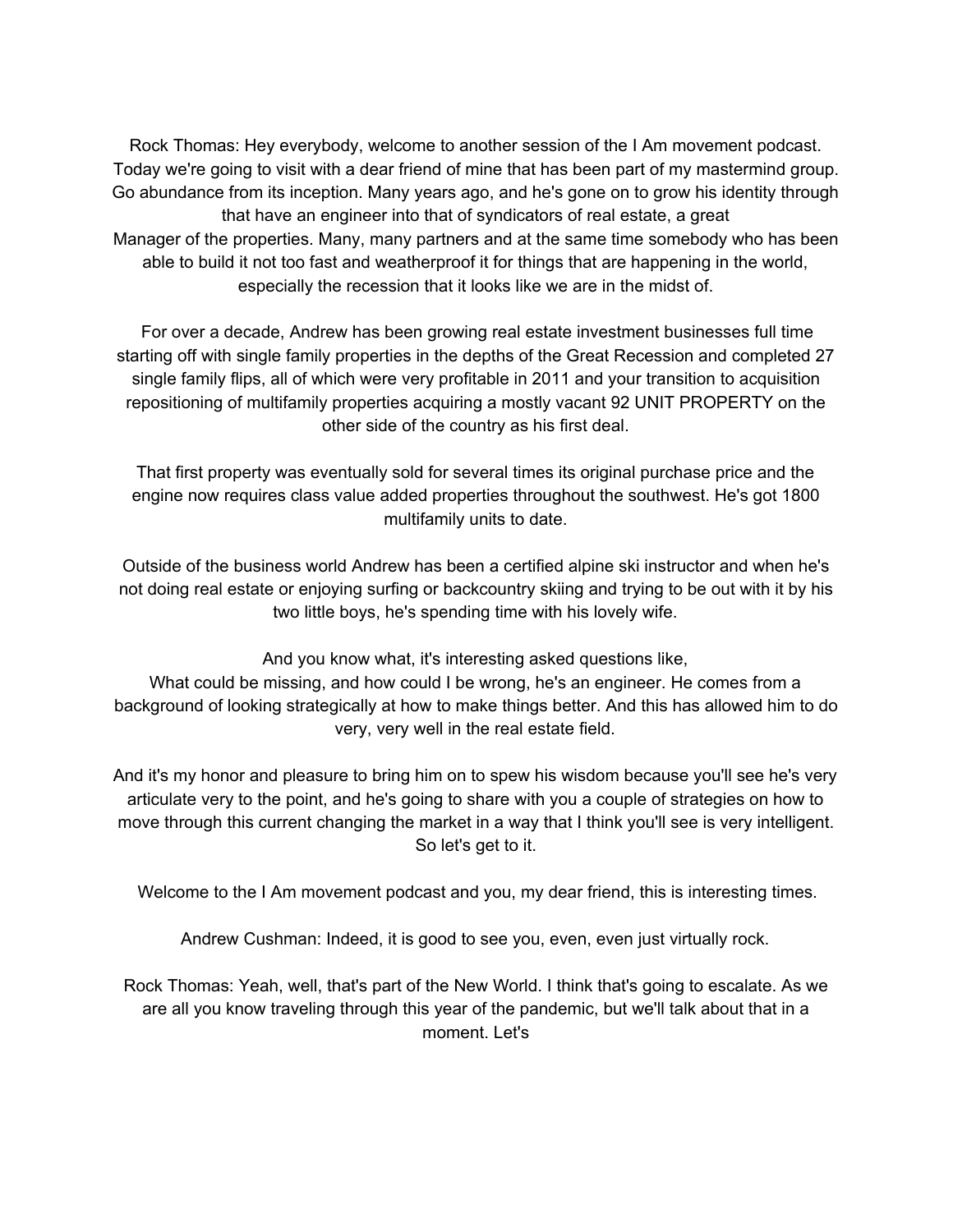Rock Thomas: Hey everybody, welcome to another session of the I Am movement podcast. Today we're going to visit with a dear friend of mine that has been part of my mastermind group. Go abundance from its inception. Many years ago, and he's gone on to grow his identity through that have an engineer into that of syndicators of real estate, a great Manager of the properties. Many, many partners and at the same time somebody who has been able to build it not too fast and weatherproof it for things that are happening in the world, especially the recession that it looks like we are in the midst of.

For over a decade, Andrew has been growing real estate investment businesses full time starting off with single family properties in the depths of the Great Recession and completed 27 single family flips, all of which were very profitable in 2011 and your transition to acquisition repositioning of multifamily properties acquiring a mostly vacant 92 UNIT PROPERTY on the other side of the country as his first deal.

That first property was eventually sold for several times its original purchase price and the engine now requires class value added properties throughout the southwest. He's got 1800 multifamily units to date.

Outside of the business world Andrew has been a certified alpine ski instructor and when he's not doing real estate or enjoying surfing or backcountry skiing and trying to be out with it by his two little boys, he's spending time with his lovely wife.

And you know what, it's interesting asked questions like,
What could be missing, and how could I be wrong, he's an engineer. He comes from a background of looking strategically at how to make things better. And this has allowed him to do very, very well in the real estate field.

And it's my honor and pleasure to bring him on to spew his wisdom because you'll see he's very articulate very to the point, and he's going to share with you a couple of strategies on how to move through this current changing the market in a way that I think you'll see is very intelligent. So let's get to it.

Welcome to the I Am movement podcast and you, my dear friend, this is interesting times.

Andrew Cushman: Indeed, it is good to see you, even, even just virtually rock.

Rock Thomas: Yeah, well, that's part of the New World. I think that's going to escalate. As we are all you know traveling through this year of the pandemic, but we'll talk about that in a moment. Let's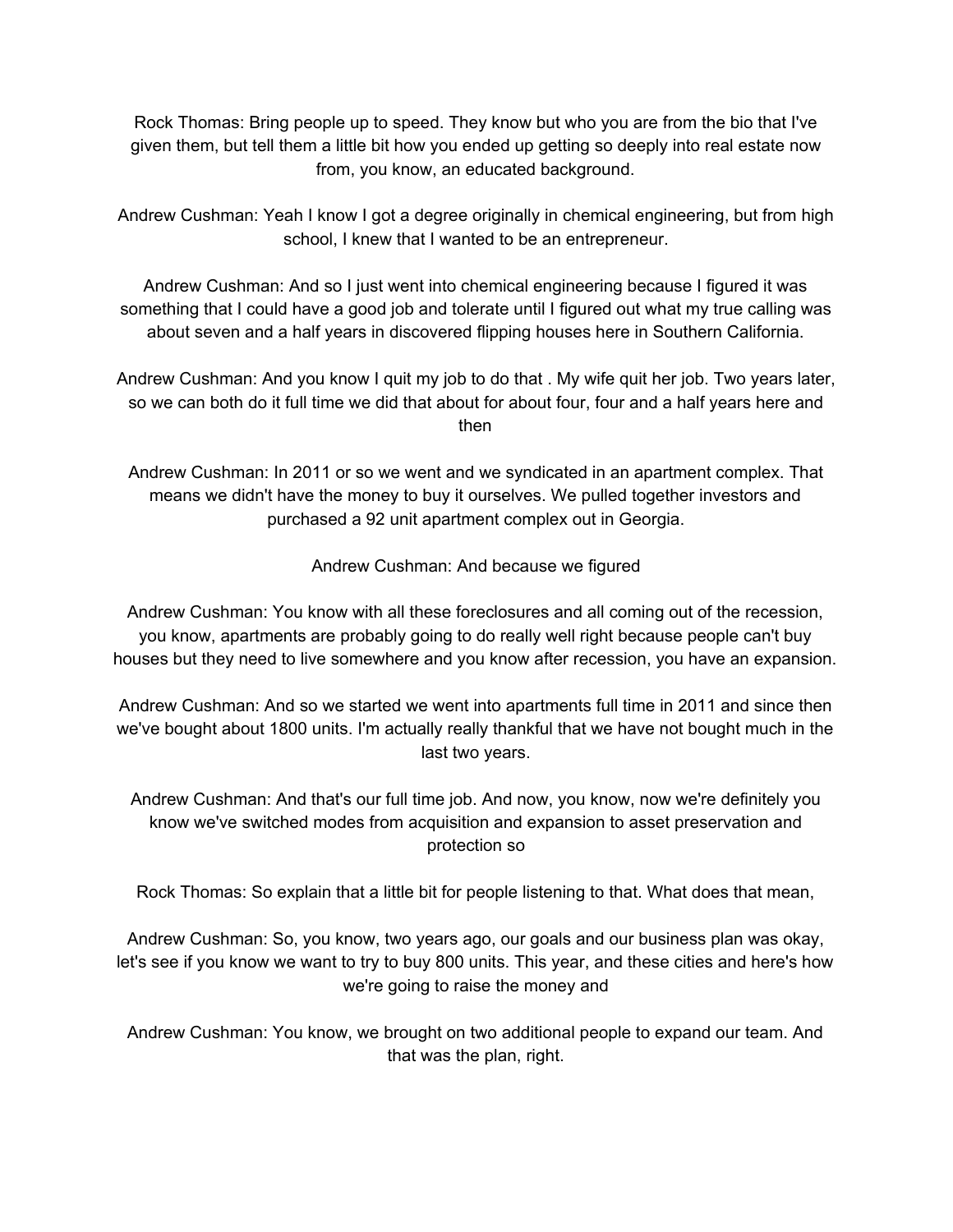Rock Thomas: Bring people up to speed. They know but who you are from the bio that I've given them, but tell them a little bit how you ended up getting so deeply into real estate now from, you know, an educated background.

Andrew Cushman: Yeah I know I got a degree originally in chemical engineering, but from high school, I knew that I wanted to be an entrepreneur.

Andrew Cushman: And so I just went into chemical engineering because I figured it was something that I could have a good job and tolerate until I figured out what my true calling was about seven and a half years in discovered flipping houses here in Southern California.

Andrew Cushman: And you know I quit my job to do that . My wife quit her job. Two years later, so we can both do it full time we did that about for about four, four and a half years here and then

Andrew Cushman: In 2011 or so we went and we syndicated in an apartment complex. That means we didn't have the money to buy it ourselves. We pulled together investors and purchased a 92 unit apartment complex out in Georgia.

Andrew Cushman: And because we figured

Andrew Cushman: You know with all these foreclosures and all coming out of the recession, you know, apartments are probably going to do really well right because people can't buy houses but they need to live somewhere and you know after recession, you have an expansion.

Andrew Cushman: And so we started we went into apartments full time in 2011 and since then we've bought about 1800 units. I'm actually really thankful that we have not bought much in the last two years.

Andrew Cushman: And that's our full time job. And now, you know, now we're definitely you know we've switched modes from acquisition and expansion to asset preservation and protection so

Rock Thomas: So explain that a little bit for people listening to that. What does that mean,

Andrew Cushman: So, you know, two years ago, our goals and our business plan was okay, let's see if you know we want to try to buy 800 units. This year, and these cities and here's how we're going to raise the money and

Andrew Cushman: You know, we brought on two additional people to expand our team. And that was the plan, right.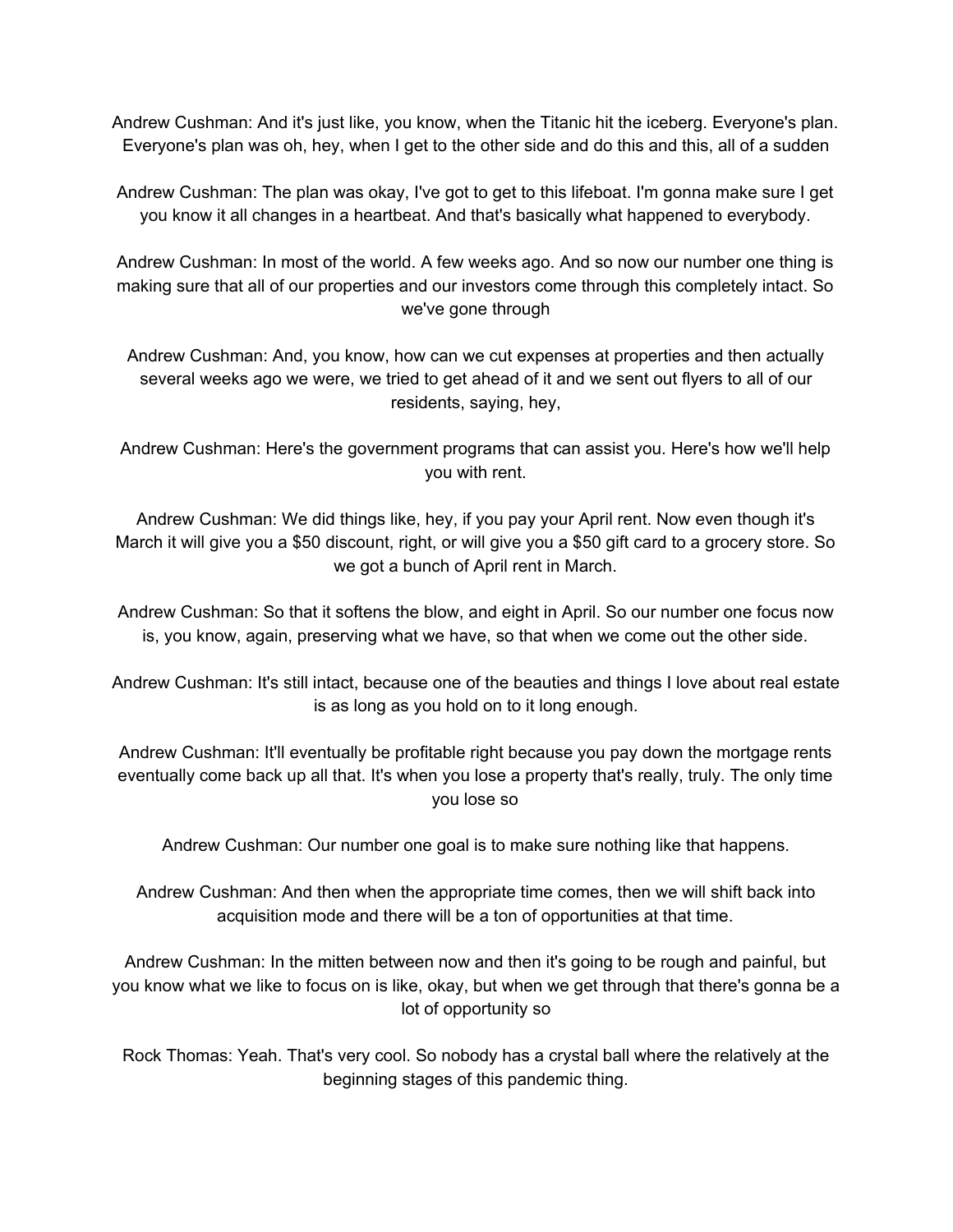Andrew Cushman: And it's just like, you know, when the Titanic hit the iceberg. Everyone's plan. Everyone's plan was oh, hey, when I get to the other side and do this and this, all of a sudden

Andrew Cushman: The plan was okay, I've got to get to this lifeboat. I'm gonna make sure I get you know it all changes in a heartbeat. And that's basically what happened to everybody.

Andrew Cushman: In most of the world. A few weeks ago. And so now our number one thing is making sure that all of our properties and our investors come through this completely intact. So we've gone through

Andrew Cushman: And, you know, how can we cut expenses at properties and then actually several weeks ago we were, we tried to get ahead of it and we sent out flyers to all of our residents, saying, hey,

Andrew Cushman: Here's the government programs that can assist you. Here's how we'll help you with rent.

Andrew Cushman: We did things like, hey, if you pay your April rent. Now even though it's March it will give you a $50 discount, right, or will give you a $50 gift card to a grocery store. So we got a bunch of April rent in March.

Andrew Cushman: So that it softens the blow, and eight in April. So our number one focus now is, you know, again, preserving what we have, so that when we come out the other side.

Andrew Cushman: It's still intact, because one of the beauties and things I love about real estate is as long as you hold on to it long enough.

Andrew Cushman: It'll eventually be profitable right because you pay down the mortgage rents eventually come back up all that. It's when you lose a property that's really, truly. The only time you lose so

Andrew Cushman: Our number one goal is to make sure nothing like that happens.

Andrew Cushman: And then when the appropriate time comes, then we will shift back into acquisition mode and there will be a ton of opportunities at that time.

Andrew Cushman: In the mitten between now and then it's going to be rough and painful, but you know what we like to focus on is like, okay, but when we get through that there's gonna be a lot of opportunity so

Rock Thomas: Yeah. That's very cool. So nobody has a crystal ball where the relatively at the beginning stages of this pandemic thing.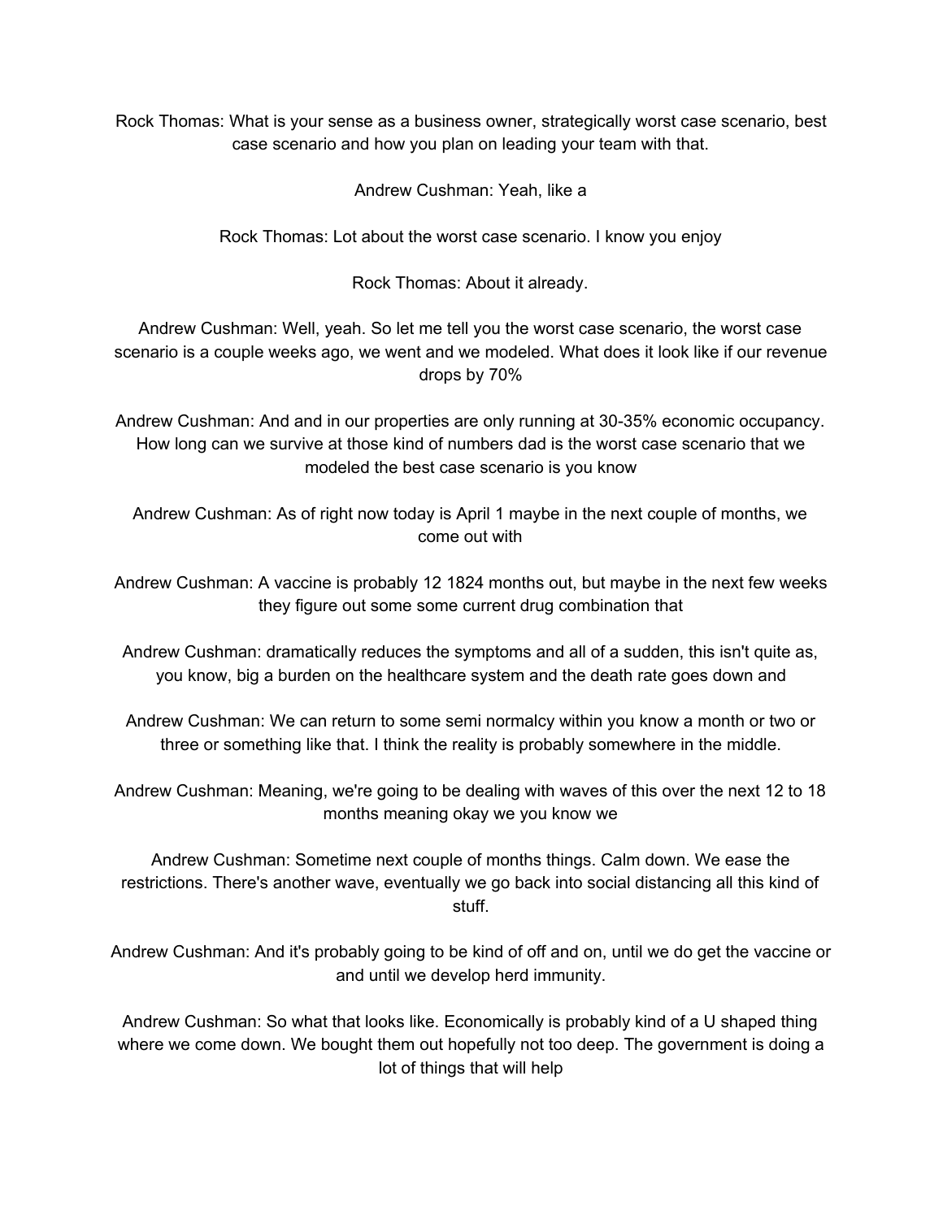Rock Thomas: What is your sense as a business owner, strategically worst case scenario, best case scenario and how you plan on leading your team with that.

Andrew Cushman: Yeah, like a

Rock Thomas: Lot about the worst case scenario. I know you enjoy

Rock Thomas: About it already.

Andrew Cushman: Well, yeah. So let me tell you the worst case scenario, the worst case scenario is a couple weeks ago, we went and we modeled. What does it look like if our revenue drops by 70%

Andrew Cushman: And and in our properties are only running at 30-35% economic occupancy. How long can we survive at those kind of numbers dad is the worst case scenario that we modeled the best case scenario is you know

Andrew Cushman: As of right now today is April 1 maybe in the next couple of months, we come out with

Andrew Cushman: A vaccine is probably 12 1824 months out, but maybe in the next few weeks they figure out some some current drug combination that

Andrew Cushman: dramatically reduces the symptoms and all of a sudden, this isn't quite as, you know, big a burden on the healthcare system and the death rate goes down and

Andrew Cushman: We can return to some semi normalcy within you know a month or two or three or something like that. I think the reality is probably somewhere in the middle.

Andrew Cushman: Meaning, we're going to be dealing with waves of this over the next 12 to 18 months meaning okay we you know we

Andrew Cushman: Sometime next couple of months things. Calm down. We ease the restrictions. There's another wave, eventually we go back into social distancing all this kind of stuff.

Andrew Cushman: And it's probably going to be kind of off and on, until we do get the vaccine or and until we develop herd immunity.

Andrew Cushman: So what that looks like. Economically is probably kind of a U shaped thing where we come down. We bought them out hopefully not too deep. The government is doing a lot of things that will help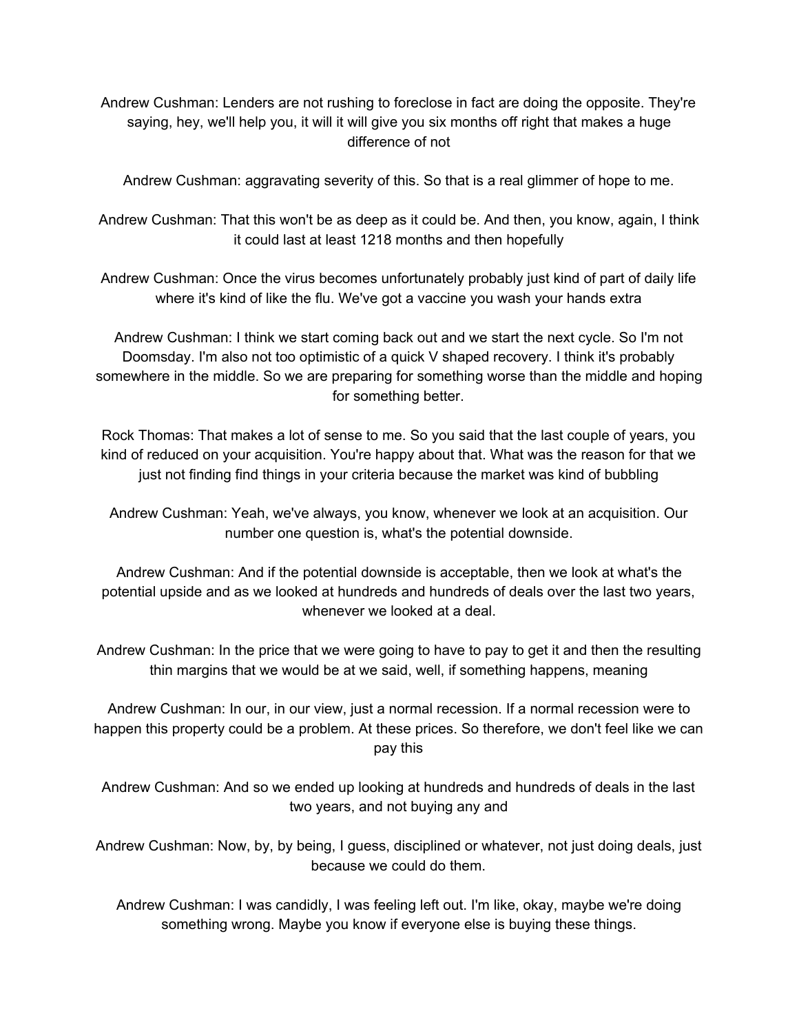Andrew Cushman: Lenders are not rushing to foreclose in fact are doing the opposite. They're saying, hey, we'll help you, it will it will give you six months off right that makes a huge difference of not

Andrew Cushman: aggravating severity of this. So that is a real glimmer of hope to me.

Andrew Cushman: That this won't be as deep as it could be. And then, you know, again, I think it could last at least 1218 months and then hopefully

Andrew Cushman: Once the virus becomes unfortunately probably just kind of part of daily life where it's kind of like the flu. We've got a vaccine you wash your hands extra

Andrew Cushman: I think we start coming back out and we start the next cycle. So I'm not Doomsday. I'm also not too optimistic of a quick V shaped recovery. I think it's probably somewhere in the middle. So we are preparing for something worse than the middle and hoping for something better.

Rock Thomas: That makes a lot of sense to me. So you said that the last couple of years, you kind of reduced on your acquisition. You're happy about that. What was the reason for that we just not finding find things in your criteria because the market was kind of bubbling

Andrew Cushman: Yeah, we've always, you know, whenever we look at an acquisition. Our number one question is, what's the potential downside.

Andrew Cushman: And if the potential downside is acceptable, then we look at what's the potential upside and as we looked at hundreds and hundreds of deals over the last two years, whenever we looked at a deal.

Andrew Cushman: In the price that we were going to have to pay to get it and then the resulting thin margins that we would be at we said, well, if something happens, meaning

Andrew Cushman: In our, in our view, just a normal recession. If a normal recession were to happen this property could be a problem. At these prices. So therefore, we don't feel like we can pay this

Andrew Cushman: And so we ended up looking at hundreds and hundreds of deals in the last two years, and not buying any and

Andrew Cushman: Now, by, by being, I guess, disciplined or whatever, not just doing deals, just because we could do them.

Andrew Cushman: I was candidly, I was feeling left out. I'm like, okay, maybe we're doing something wrong. Maybe you know if everyone else is buying these things.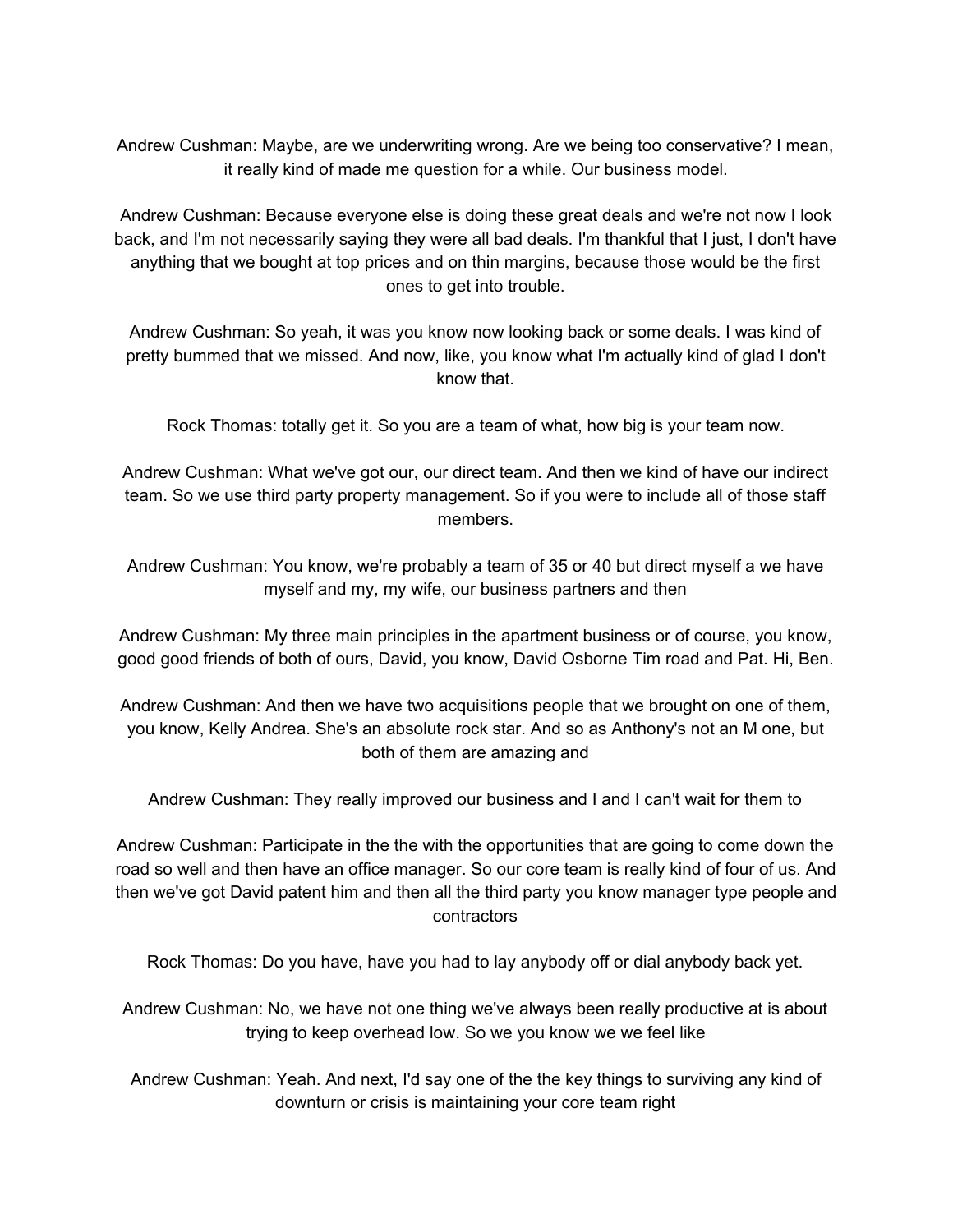Andrew Cushman: Maybe, are we underwriting wrong. Are we being too conservative? I mean, it really kind of made me question for a while. Our business model.

Andrew Cushman: Because everyone else is doing these great deals and we're not now I look back, and I'm not necessarily saying they were all bad deals. I'm thankful that I just, I don't have anything that we bought at top prices and on thin margins, because those would be the first ones to get into trouble.

Andrew Cushman: So yeah, it was you know now looking back or some deals. I was kind of pretty bummed that we missed. And now, like, you know what I'm actually kind of glad I don't know that.

Rock Thomas: totally get it. So you are a team of what, how big is your team now.

Andrew Cushman: What we've got our, our direct team. And then we kind of have our indirect team. So we use third party property management. So if you were to include all of those staff members.

Andrew Cushman: You know, we're probably a team of 35 or 40 but direct myself a we have myself and my, my wife, our business partners and then

Andrew Cushman: My three main principles in the apartment business or of course, you know, good good friends of both of ours, David, you know, David Osborne Tim road and Pat. Hi, Ben.

Andrew Cushman: And then we have two acquisitions people that we brought on one of them, you know, Kelly Andrea. She's an absolute rock star. And so as Anthony's not an M one, but both of them are amazing and

Andrew Cushman: They really improved our business and I and I can't wait for them to

Andrew Cushman: Participate in the the with the opportunities that are going to come down the road so well and then have an office manager. So our core team is really kind of four of us. And then we've got David patent him and then all the third party you know manager type people and contractors

Rock Thomas: Do you have, have you had to lay anybody off or dial anybody back yet.

Andrew Cushman: No, we have not one thing we've always been really productive at is about trying to keep overhead low. So we you know we we feel like

Andrew Cushman: Yeah. And next, I'd say one of the the key things to surviving any kind of downturn or crisis is maintaining your core team right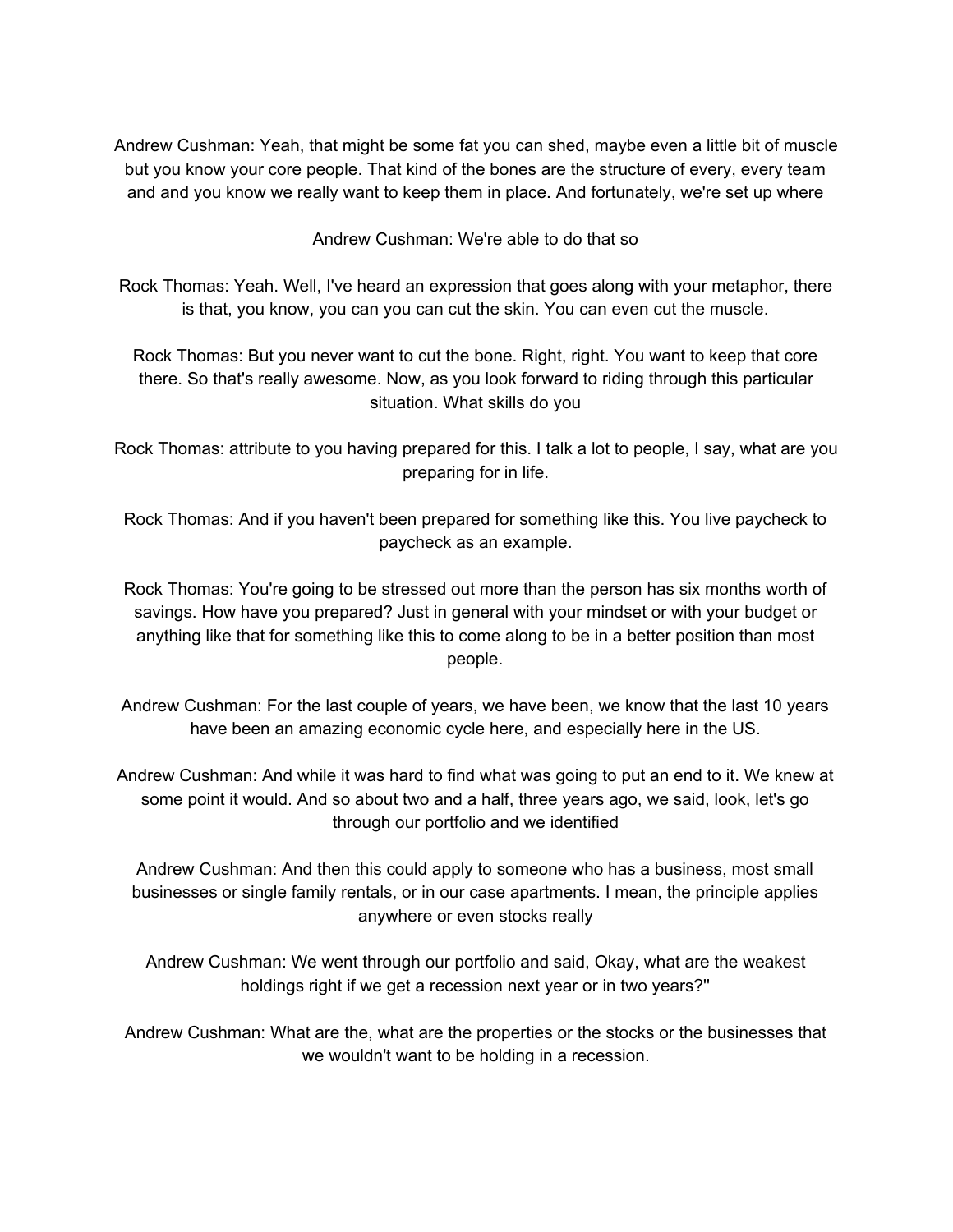Andrew Cushman: Yeah, that might be some fat you can shed, maybe even a little bit of muscle but you know your core people. That kind of the bones are the structure of every, every team and and you know we really want to keep them in place. And fortunately, we're set up where

Andrew Cushman: We're able to do that so

Rock Thomas: Yeah. Well, I've heard an expression that goes along with your metaphor, there is that, you know, you can you can cut the skin. You can even cut the muscle.

Rock Thomas: But you never want to cut the bone. Right, right. You want to keep that core there. So that's really awesome. Now, as you look forward to riding through this particular situation. What skills do you

Rock Thomas: attribute to you having prepared for this. I talk a lot to people, I say, what are you preparing for in life.

Rock Thomas: And if you haven't been prepared for something like this. You live paycheck to paycheck as an example.

Rock Thomas: You're going to be stressed out more than the person has six months worth of savings. How have you prepared? Just in general with your mindset or with your budget or anything like that for something like this to come along to be in a better position than most people.

Andrew Cushman: For the last couple of years, we have been, we know that the last 10 years have been an amazing economic cycle here, and especially here in the US.

Andrew Cushman: And while it was hard to find what was going to put an end to it. We knew at some point it would. And so about two and a half, three years ago, we said, look, let's go through our portfolio and we identified

Andrew Cushman: And then this could apply to someone who has a business, most small businesses or single family rentals, or in our case apartments. I mean, the principle applies anywhere or even stocks really

Andrew Cushman: We went through our portfolio and said, Okay, what are the weakest holdings right if we get a recession next year or in two years?"

Andrew Cushman: What are the, what are the properties or the stocks or the businesses that we wouldn't want to be holding in a recession.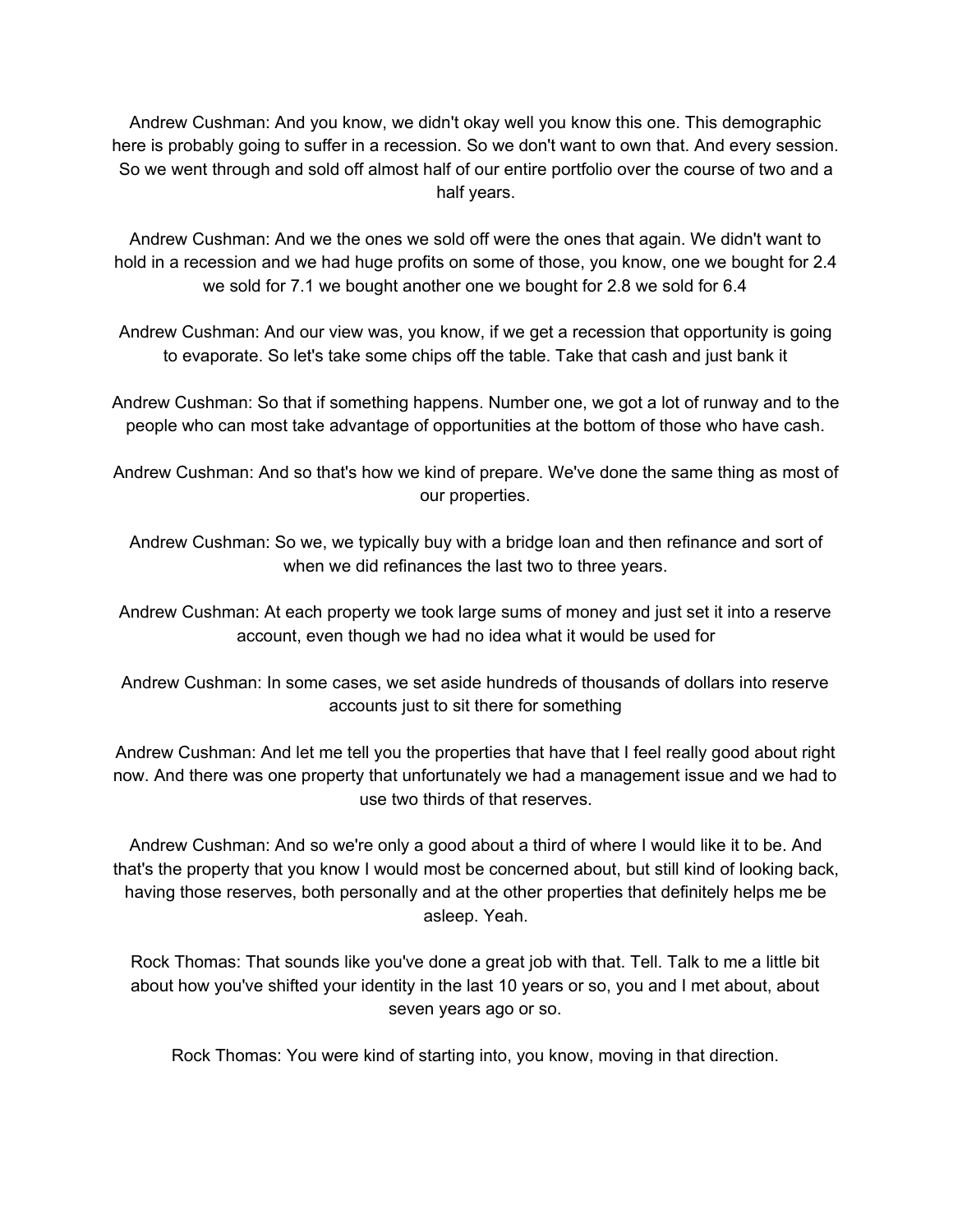Andrew Cushman: And you know, we didn't okay well you know this one. This demographic here is probably going to suffer in a recession. So we don't want to own that. And every session. So we went through and sold off almost half of our entire portfolio over the course of two and a half years.

Andrew Cushman: And we the ones we sold off were the ones that again. We didn't want to hold in a recession and we had huge profits on some of those, you know, one we bought for 2.4 we sold for 7.1 we bought another one we bought for 2.8 we sold for 6.4

Andrew Cushman: And our view was, you know, if we get a recession that opportunity is going to evaporate. So let's take some chips off the table. Take that cash and just bank it

Andrew Cushman: So that if something happens. Number one, we got a lot of runway and to the people who can most take advantage of opportunities at the bottom of those who have cash.

Andrew Cushman: And so that's how we kind of prepare. We've done the same thing as most of our properties.

Andrew Cushman: So we, we typically buy with a bridge loan and then refinance and sort of when we did refinances the last two to three years.

Andrew Cushman: At each property we took large sums of money and just set it into a reserve account, even though we had no idea what it would be used for

Andrew Cushman: In some cases, we set aside hundreds of thousands of dollars into reserve accounts just to sit there for something

Andrew Cushman: And let me tell you the properties that have that I feel really good about right now. And there was one property that unfortunately we had a management issue and we had to use two thirds of that reserves.

Andrew Cushman: And so we're only a good about a third of where I would like it to be. And that's the property that you know I would most be concerned about, but still kind of looking back, having those reserves, both personally and at the other properties that definitely helps me be asleep. Yeah.

Rock Thomas: That sounds like you've done a great job with that. Tell. Talk to me a little bit about how you've shifted your identity in the last 10 years or so, you and I met about, about seven years ago or so.

Rock Thomas: You were kind of starting into, you know, moving in that direction.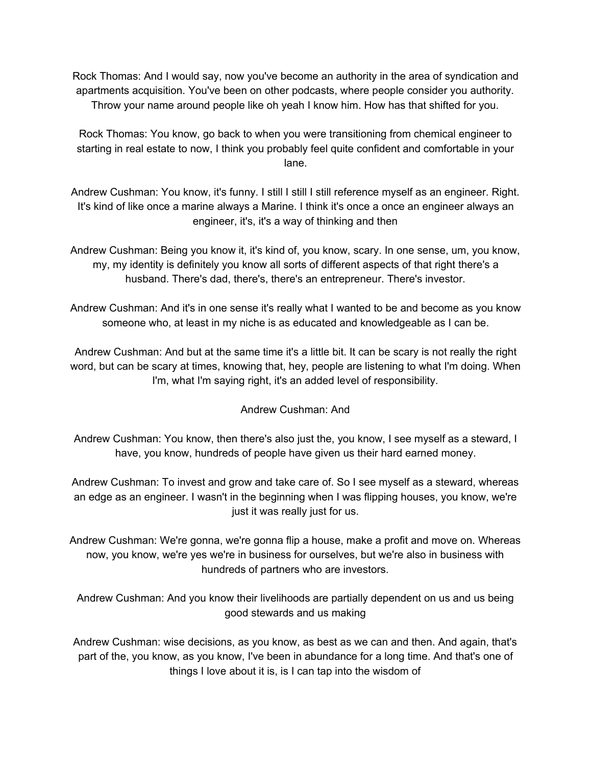Rock Thomas: And I would say, now you've become an authority in the area of syndication and apartments acquisition. You've been on other podcasts, where people consider you authority. Throw your name around people like oh yeah I know him. How has that shifted for you.

Rock Thomas: You know, go back to when you were transitioning from chemical engineer to starting in real estate to now, I think you probably feel quite confident and comfortable in your lane.

Andrew Cushman: You know, it's funny. I still I still I still reference myself as an engineer. Right. It's kind of like once a marine always a Marine. I think it's once a once an engineer always an engineer, it's, it's a way of thinking and then

Andrew Cushman: Being you know it, it's kind of, you know, scary. In one sense, um, you know, my, my identity is definitely you know all sorts of different aspects of that right there's a husband. There's dad, there's, there's an entrepreneur. There's investor.

Andrew Cushman: And it's in one sense it's really what I wanted to be and become as you know someone who, at least in my niche is as educated and knowledgeable as I can be.

Andrew Cushman: And but at the same time it's a little bit. It can be scary is not really the right word, but can be scary at times, knowing that, hey, people are listening to what I'm doing. When I'm, what I'm saying right, it's an added level of responsibility.

Andrew Cushman: And

Andrew Cushman: You know, then there's also just the, you know, I see myself as a steward, I have, you know, hundreds of people have given us their hard earned money.

Andrew Cushman: To invest and grow and take care of. So I see myself as a steward, whereas an edge as an engineer. I wasn't in the beginning when I was flipping houses, you know, we're just it was really just for us.

Andrew Cushman: We're gonna, we're gonna flip a house, make a profit and move on. Whereas now, you know, we're yes we're in business for ourselves, but we're also in business with hundreds of partners who are investors.

Andrew Cushman: And you know their livelihoods are partially dependent on us and us being good stewards and us making

Andrew Cushman: wise decisions, as you know, as best as we can and then. And again, that's part of the, you know, as you know, I've been in abundance for a long time. And that's one of things I love about it is, is I can tap into the wisdom of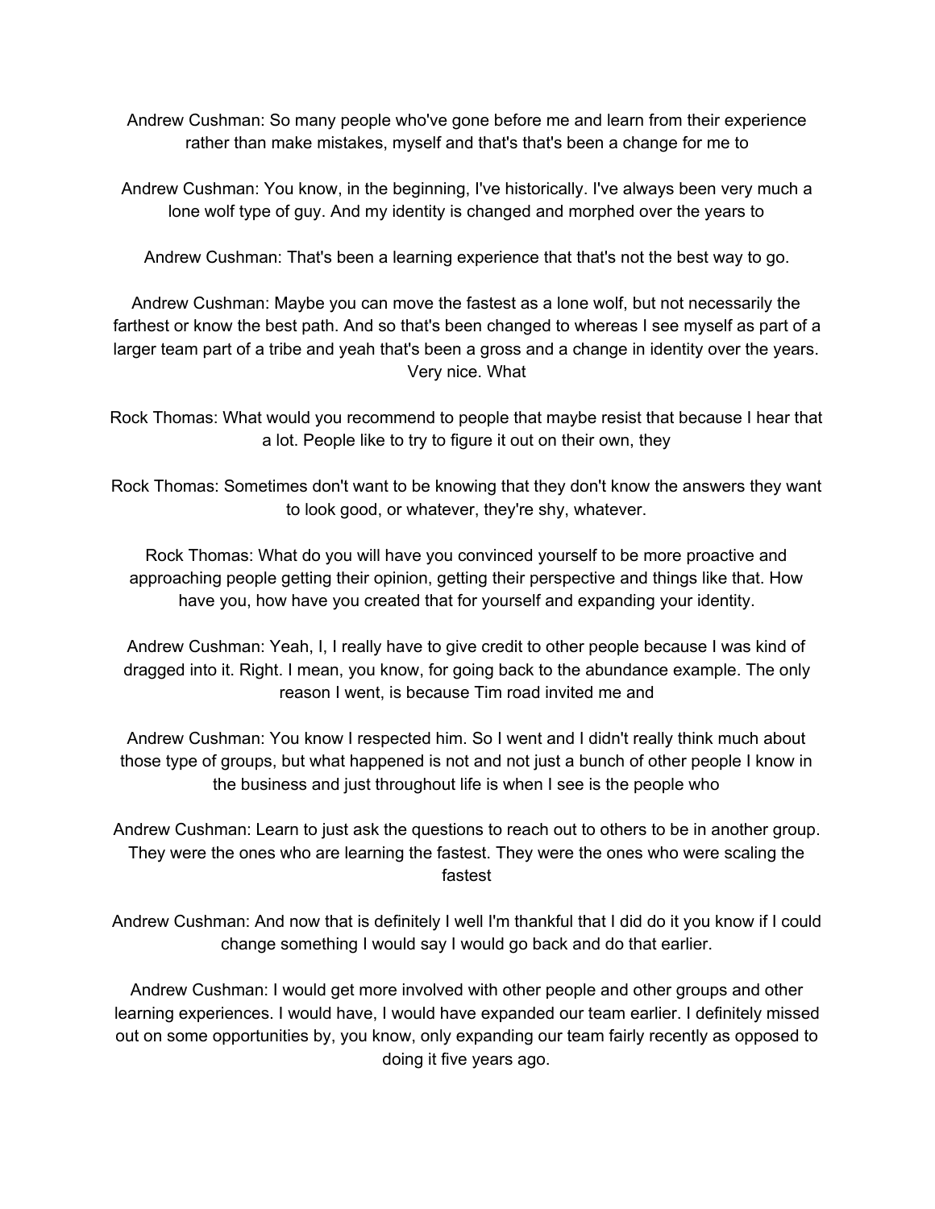Andrew Cushman: So many people who've gone before me and learn from their experience rather than make mistakes, myself and that's that's been a change for me to

Andrew Cushman: You know, in the beginning, I've historically. I've always been very much a lone wolf type of guy. And my identity is changed and morphed over the years to

Andrew Cushman: That's been a learning experience that that's not the best way to go.

Andrew Cushman: Maybe you can move the fastest as a lone wolf, but not necessarily the farthest or know the best path. And so that's been changed to whereas I see myself as part of a larger team part of a tribe and yeah that's been a gross and a change in identity over the years. Very nice. What

Rock Thomas: What would you recommend to people that maybe resist that because I hear that a lot. People like to try to figure it out on their own, they

Rock Thomas: Sometimes don't want to be knowing that they don't know the answers they want to look good, or whatever, they're shy, whatever.

Rock Thomas: What do you will have you convinced yourself to be more proactive and approaching people getting their opinion, getting their perspective and things like that. How have you, how have you created that for yourself and expanding your identity.

Andrew Cushman: Yeah, I, I really have to give credit to other people because I was kind of dragged into it. Right. I mean, you know, for going back to the abundance example. The only reason I went, is because Tim road invited me and

Andrew Cushman: You know I respected him. So I went and I didn't really think much about those type of groups, but what happened is not and not just a bunch of other people I know in the business and just throughout life is when I see is the people who

Andrew Cushman: Learn to just ask the questions to reach out to others to be in another group. They were the ones who are learning the fastest. They were the ones who were scaling the fastest

Andrew Cushman: And now that is definitely I well I'm thankful that I did do it you know if I could change something I would say I would go back and do that earlier.

Andrew Cushman: I would get more involved with other people and other groups and other learning experiences. I would have, I would have expanded our team earlier. I definitely missed out on some opportunities by, you know, only expanding our team fairly recently as opposed to doing it five years ago.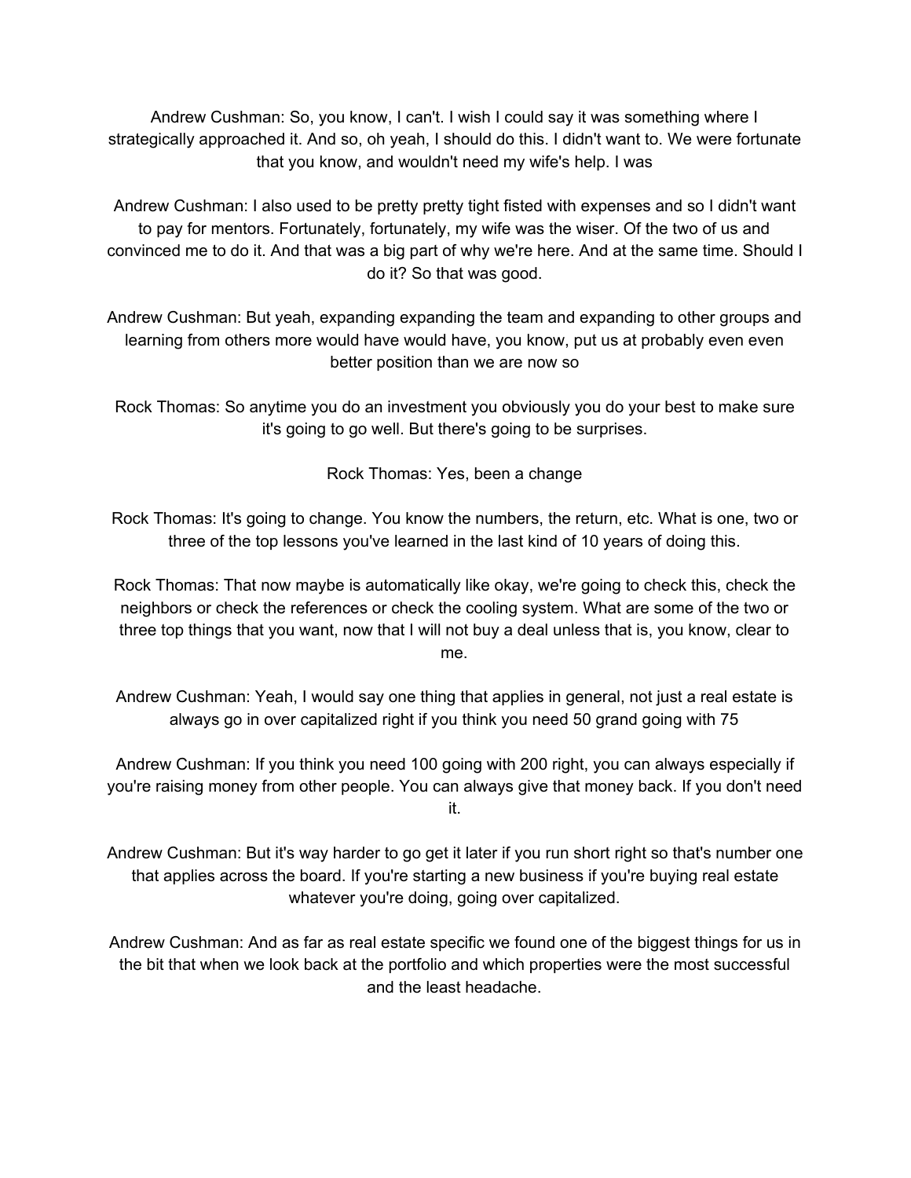Andrew Cushman: So, you know, I can't. I wish I could say it was something where I strategically approached it. And so, oh yeah, I should do this. I didn't want to. We were fortunate that you know, and wouldn't need my wife's help. I was

Andrew Cushman: I also used to be pretty pretty tight fisted with expenses and so I didn't want to pay for mentors. Fortunately, fortunately, my wife was the wiser. Of the two of us and convinced me to do it. And that was a big part of why we're here. And at the same time. Should I do it? So that was good.

Andrew Cushman: But yeah, expanding expanding the team and expanding to other groups and learning from others more would have would have, you know, put us at probably even even better position than we are now so

Rock Thomas: So anytime you do an investment you obviously you do your best to make sure it's going to go well. But there's going to be surprises.

Rock Thomas: Yes, been a change

Rock Thomas: It's going to change. You know the numbers, the return, etc. What is one, two or three of the top lessons you've learned in the last kind of 10 years of doing this.

Rock Thomas: That now maybe is automatically like okay, we're going to check this, check the neighbors or check the references or check the cooling system. What are some of the two or three top things that you want, now that I will not buy a deal unless that is, you know, clear to me.

Andrew Cushman: Yeah, I would say one thing that applies in general, not just a real estate is always go in over capitalized right if you think you need 50 grand going with 75

Andrew Cushman: If you think you need 100 going with 200 right, you can always especially if you're raising money from other people. You can always give that money back. If you don't need it.

Andrew Cushman: But it's way harder to go get it later if you run short right so that's number one that applies across the board. If you're starting a new business if you're buying real estate whatever you're doing, going over capitalized.

Andrew Cushman: And as far as real estate specific we found one of the biggest things for us in the bit that when we look back at the portfolio and which properties were the most successful and the least headache.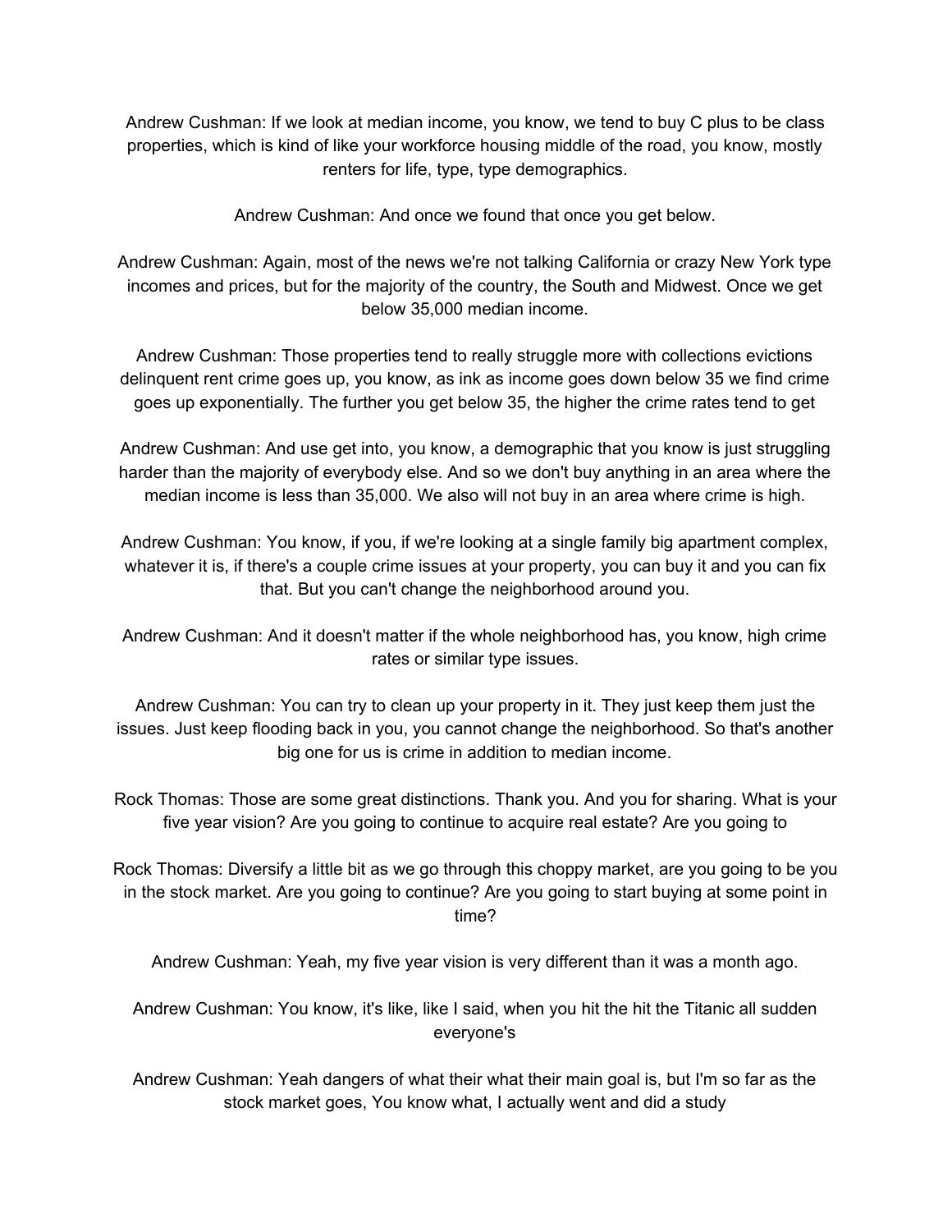Andrew Cushman: If we look at median income, you know, we tend to buy C plus to be class properties, which is kind of like your workforce housing middle of the road, you know, mostly renters for life, type, type demographics.

Andrew Cushman: And once we found that once you get below.

Andrew Cushman: Again, most of the news we're not talking California or crazy New York type incomes and prices, but for the majority of the country, the South and Midwest. Once we get below 35,000 median income.

Andrew Cushman: Those properties tend to really struggle more with collections evictions delinquent rent crime goes up, you know, as ink as income goes down below 35 we find crime goes up exponentially. The further you get below 35, the higher the crime rates tend to get

Andrew Cushman: And use get into, you know, a demographic that you know is just struggling harder than the majority of everybody else. And so we don't buy anything in an area where the median income is less than 35,000. We also will not buy in an area where crime is high.

Andrew Cushman: You know, if you, if we're looking at a single family big apartment complex, whatever it is, if there's a couple crime issues at your property, you can buy it and you can fix that. But you can't change the neighborhood around you.

Andrew Cushman: And it doesn't matter if the whole neighborhood has, you know, high crime rates or similar type issues.

Andrew Cushman: You can try to clean up your property in it. They just keep them just the issues. Just keep flooding back in you, you cannot change the neighborhood. So that's another big one for us is crime in addition to median income.

Rock Thomas: Those are some great distinctions. Thank you. And you for sharing. What is your five year vision? Are you going to continue to acquire real estate? Are you going to

Rock Thomas: Diversify a little bit as we go through this choppy market, are you going to be you in the stock market. Are you going to continue? Are you going to start buying at some point in time?

Andrew Cushman: Yeah, my five year vision is very different than it was a month ago.

Andrew Cushman: You know, it's like, like I said, when you hit the hit the Titanic all sudden everyone's

Andrew Cushman: Yeah dangers of what their what their main goal is, but I'm so far as the stock market goes, You know what, I actually went and did a study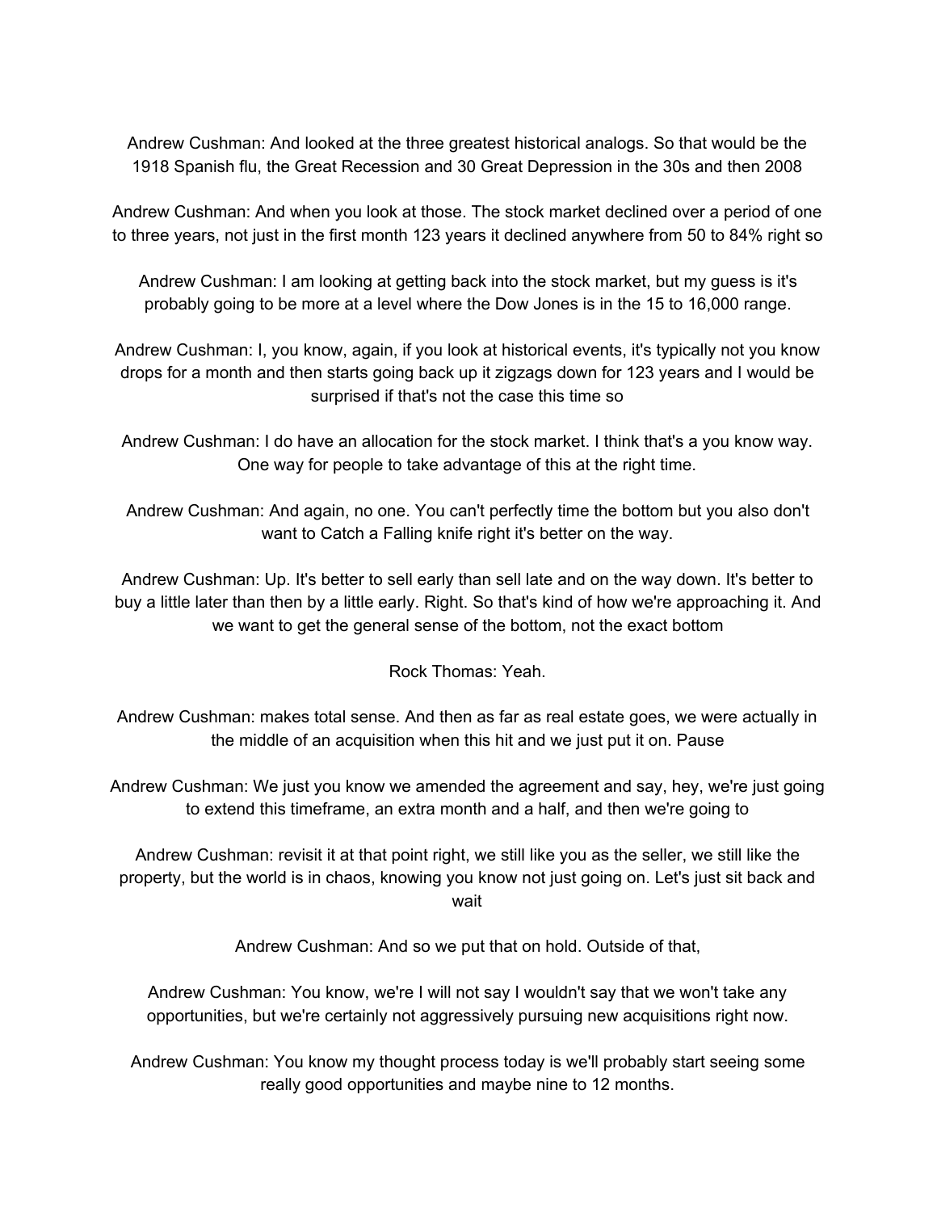Andrew Cushman: And looked at the three greatest historical analogs. So that would be the 1918 Spanish flu, the Great Recession and 30 Great Depression in the 30s and then 2008

Andrew Cushman: And when you look at those. The stock market declined over a period of one to three years, not just in the first month 123 years it declined anywhere from 50 to 84% right so

Andrew Cushman: I am looking at getting back into the stock market, but my guess is it's probably going to be more at a level where the Dow Jones is in the 15 to 16,000 range.

Andrew Cushman: I, you know, again, if you look at historical events, it's typically not you know drops for a month and then starts going back up it zigzags down for 123 years and I would be surprised if that's not the case this time so

Andrew Cushman: I do have an allocation for the stock market. I think that's a you know way. One way for people to take advantage of this at the right time.

Andrew Cushman: And again, no one. You can't perfectly time the bottom but you also don't want to Catch a Falling knife right it's better on the way.

Andrew Cushman: Up. It's better to sell early than sell late and on the way down. It's better to buy a little later than then by a little early. Right. So that's kind of how we're approaching it. And we want to get the general sense of the bottom, not the exact bottom

Rock Thomas: Yeah.

Andrew Cushman: makes total sense. And then as far as real estate goes, we were actually in the middle of an acquisition when this hit and we just put it on. Pause

Andrew Cushman: We just you know we amended the agreement and say, hey, we're just going to extend this timeframe, an extra month and a half, and then we're going to

Andrew Cushman: revisit it at that point right, we still like you as the seller, we still like the property, but the world is in chaos, knowing you know not just going on. Let's just sit back and wait

Andrew Cushman: And so we put that on hold. Outside of that,

Andrew Cushman: You know, we're I will not say I wouldn't say that we won't take any opportunities, but we're certainly not aggressively pursuing new acquisitions right now.

Andrew Cushman: You know my thought process today is we'll probably start seeing some really good opportunities and maybe nine to 12 months.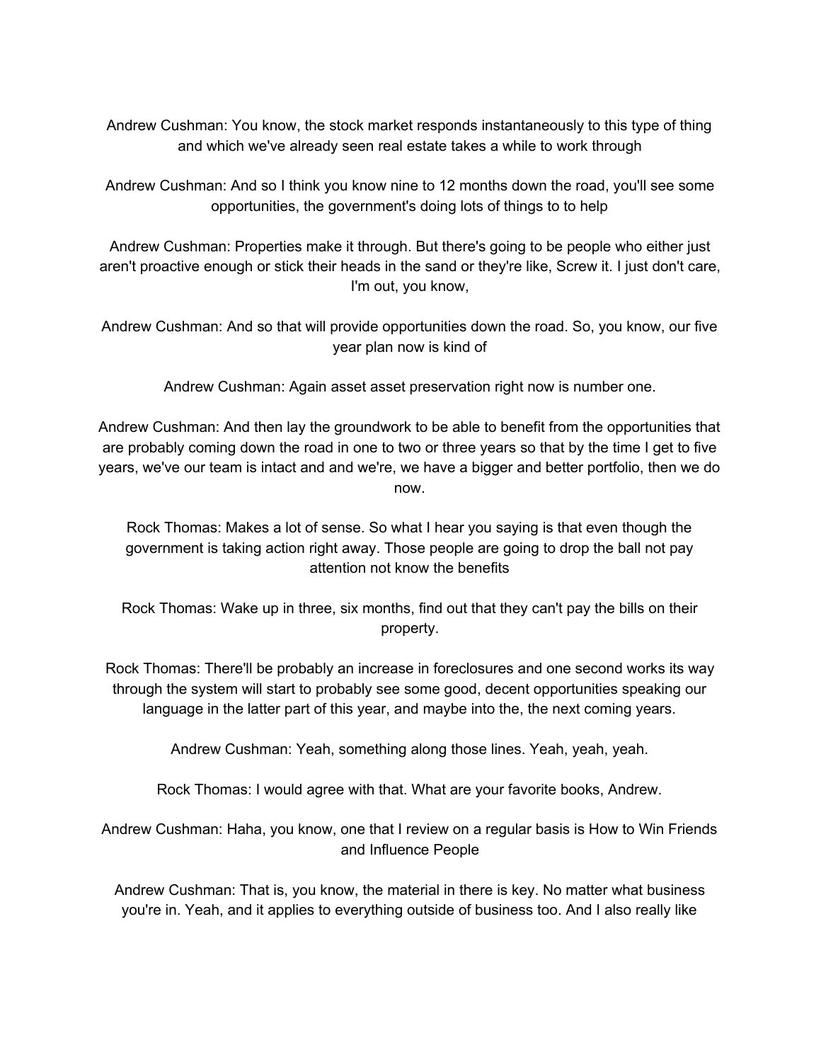Andrew Cushman: You know, the stock market responds instantaneously to this type of thing and which we've already seen real estate takes a while to work through

Andrew Cushman: And so I think you know nine to 12 months down the road, you'll see some opportunities, the government's doing lots of things to to help

Andrew Cushman: Properties make it through. But there's going to be people who either just aren't proactive enough or stick their heads in the sand or they're like, Screw it. I just don't care, I'm out, you know,

Andrew Cushman: And so that will provide opportunities down the road. So, you know, our five year plan now is kind of

Andrew Cushman: Again asset asset preservation right now is number one.

Andrew Cushman: And then lay the groundwork to be able to benefit from the opportunities that are probably coming down the road in one to two or three years so that by the time I get to five years, we've our team is intact and and we're, we have a bigger and better portfolio, then we do now.

Rock Thomas: Makes a lot of sense. So what I hear you saying is that even though the government is taking action right away. Those people are going to drop the ball not pay attention not know the benefits

Rock Thomas: Wake up in three, six months, find out that they can't pay the bills on their property.

Rock Thomas: There'll be probably an increase in foreclosures and one second works its way through the system will start to probably see some good, decent opportunities speaking our language in the latter part of this year, and maybe into the, the next coming years.

Andrew Cushman: Yeah, something along those lines. Yeah, yeah, yeah.

Rock Thomas: I would agree with that. What are your favorite books, Andrew.

Andrew Cushman: Haha, you know, one that I review on a regular basis is How to Win Friends and Influence People

Andrew Cushman: That is, you know, the material in there is key. No matter what business you're in. Yeah, and it applies to everything outside of business too. And I also really like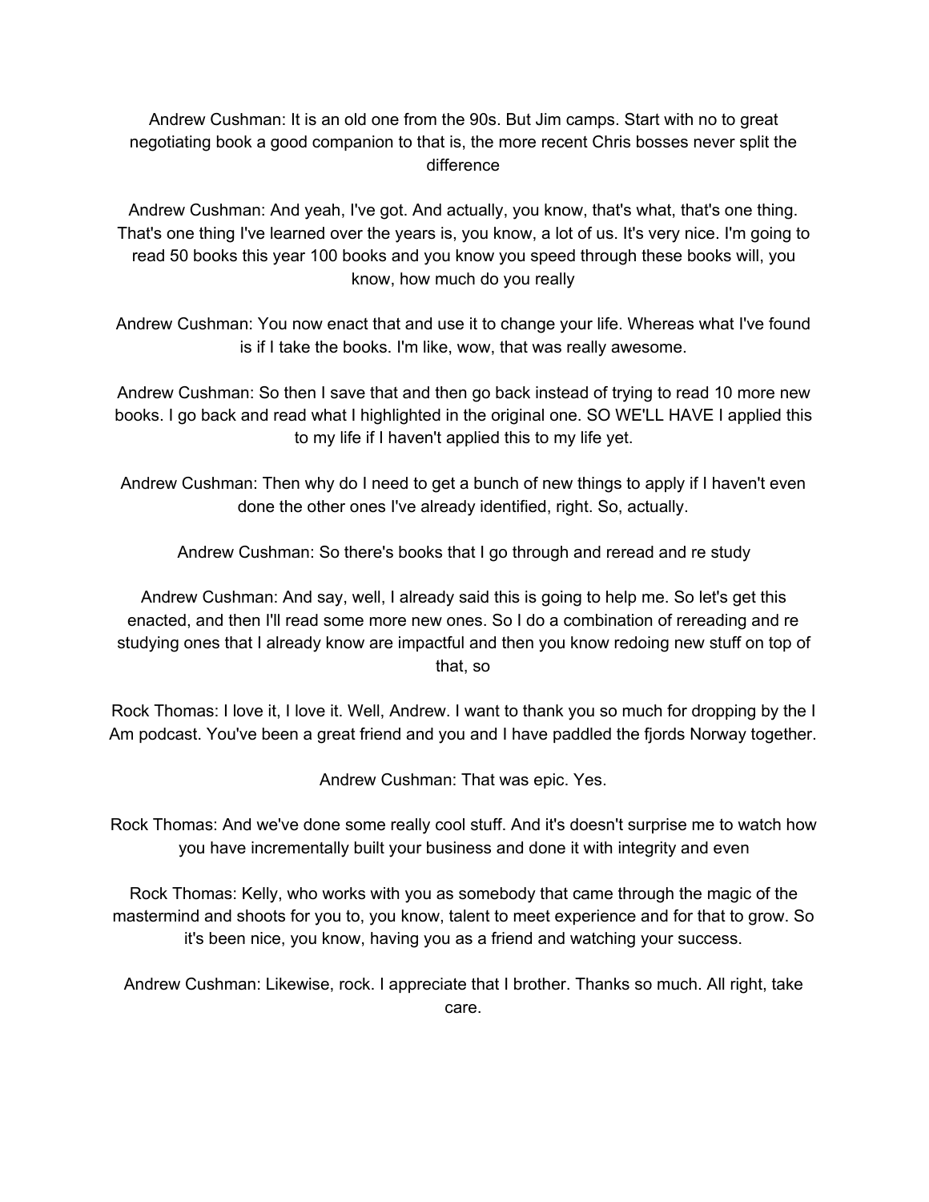Andrew Cushman: It is an old one from the 90s. But Jim camps. Start with no to great negotiating book a good companion to that is, the more recent Chris bosses never split the difference

Andrew Cushman: And yeah, I've got. And actually, you know, that's what, that's one thing. That's one thing I've learned over the years is, you know, a lot of us. It's very nice. I'm going to read 50 books this year 100 books and you know you speed through these books will, you know, how much do you really

Andrew Cushman: You now enact that and use it to change your life. Whereas what I've found is if I take the books. I'm like, wow, that was really awesome.

Andrew Cushman: So then I save that and then go back instead of trying to read 10 more new books. I go back and read what I highlighted in the original one. SO WE'LL HAVE I applied this to my life if I haven't applied this to my life yet.

Andrew Cushman: Then why do I need to get a bunch of new things to apply if I haven't even done the other ones I've already identified, right. So, actually.

Andrew Cushman: So there's books that I go through and reread and re study

Andrew Cushman: And say, well, I already said this is going to help me. So let's get this enacted, and then I'll read some more new ones. So I do a combination of rereading and re studying ones that I already know are impactful and then you know redoing new stuff on top of that, so

Rock Thomas: I love it, I love it. Well, Andrew. I want to thank you so much for dropping by the I Am podcast. You've been a great friend and you and I have paddled the fjords Norway together.

Andrew Cushman: That was epic. Yes.

Rock Thomas: And we've done some really cool stuff. And it's doesn't surprise me to watch how you have incrementally built your business and done it with integrity and even

Rock Thomas: Kelly, who works with you as somebody that came through the magic of the mastermind and shoots for you to, you know, talent to meet experience and for that to grow. So it's been nice, you know, having you as a friend and watching your success.

Andrew Cushman: Likewise, rock. I appreciate that I brother. Thanks so much. All right, take care.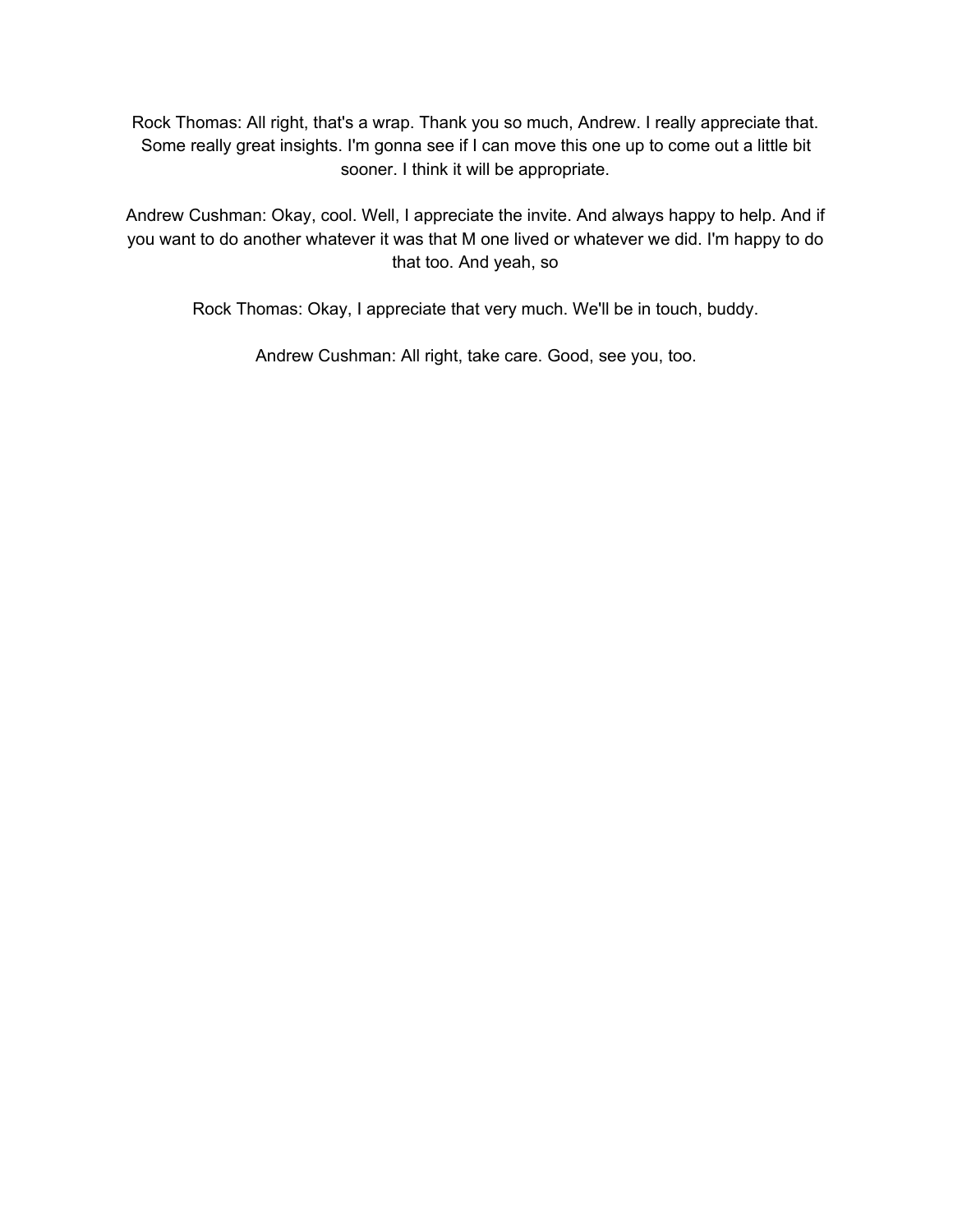Rock Thomas: All right, that's a wrap. Thank you so much, Andrew. I really appreciate that. Some really great insights. I'm gonna see if I can move this one up to come out a little bit sooner. I think it will be appropriate.

Andrew Cushman: Okay, cool. Well, I appreciate the invite. And always happy to help. And if you want to do another whatever it was that M one lived or whatever we did. I'm happy to do that too. And yeah, so

Rock Thomas: Okay, I appreciate that very much. We'll be in touch, buddy.

Andrew Cushman: All right, take care. Good, see you, too.